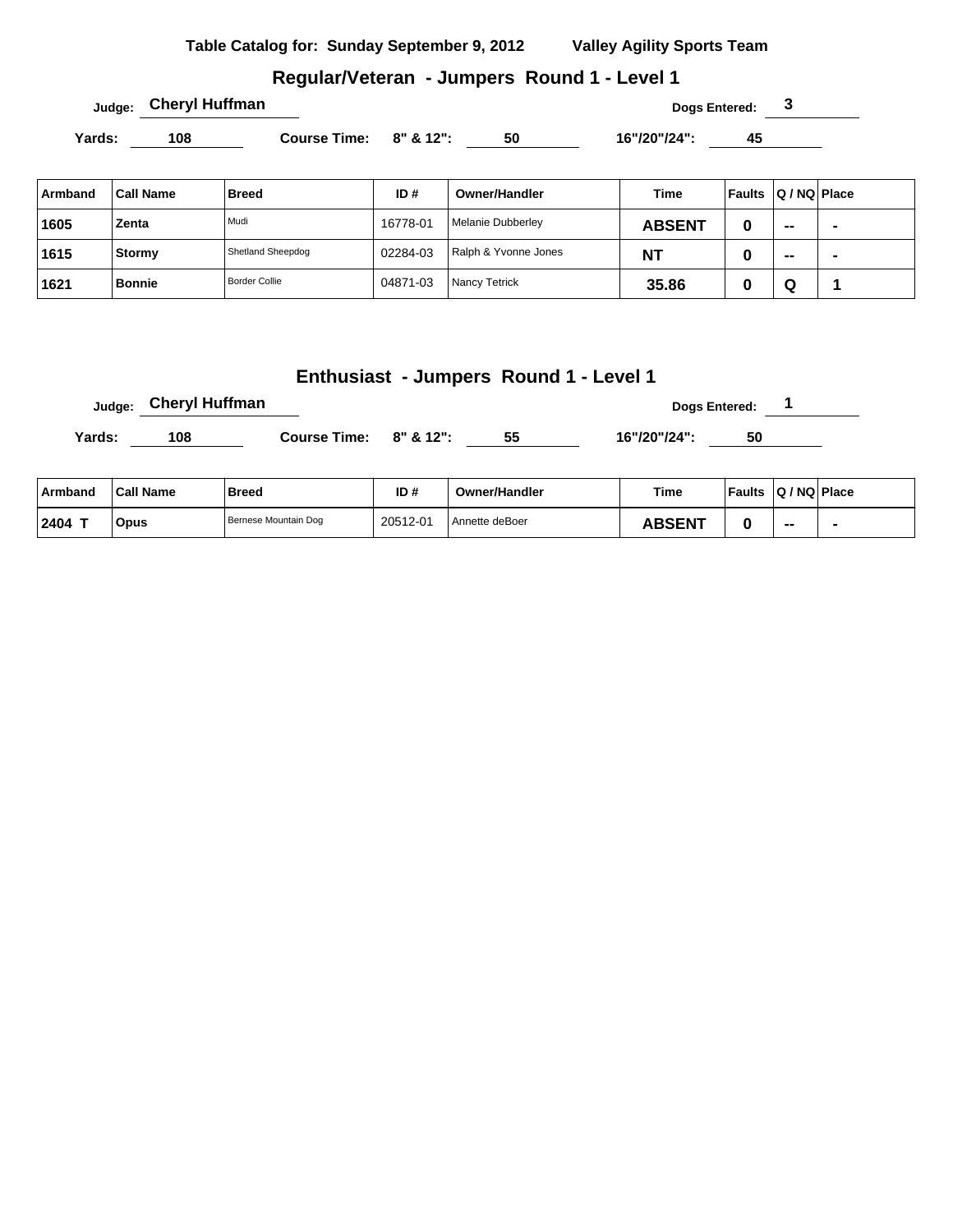**Table Catalog for: Sunday September 9, 2012** **Valley Agility Sports Team**

## Regular/Veteran - Jumpers Round 1 - Level 1

**Judge:** **Cheryl Huffman** **Dogs Entered:** **3**

**Yards:** **108** **Course Time:** **8" & 12":** **50** **16"/20"/24":** **45**

| Armband | Call Name | Breed | ID # | Owner/Handler | Time | Faults | Q / NQ | Place |
|---|---|---|---|---|---|---|---|---|
| 1605 | Zenta | Mudi | 16778-01 | Melanie Dubberley | ABSENT | 0 | -- | - |
| 1615 | Stormy | Shetland Sheepdog | 02284-03 | Ralph & Yvonne Jones | NT | 0 | -- | - |
| 1621 | Bonnie | Border Collie | 04871-03 | Nancy Tetrick | 35.86 | 0 | Q | 1 |

## Enthusiast - Jumpers Round 1 - Level 1

**Judge:** **Cheryl Huffman** **Dogs Entered:** **1**

**Yards:** **108** **Course Time:** **8" & 12":** **55** **16"/20"/24":** **50**

| Armband | Call Name | Breed | ID # | Owner/Handler | Time | Faults | Q / NQ | Place |
|---|---|---|---|---|---|---|---|---|
| 2404 T | Opus | Bernese Mountain Dog | 20512-01 | Annette deBoer | ABSENT | 0 | -- | - |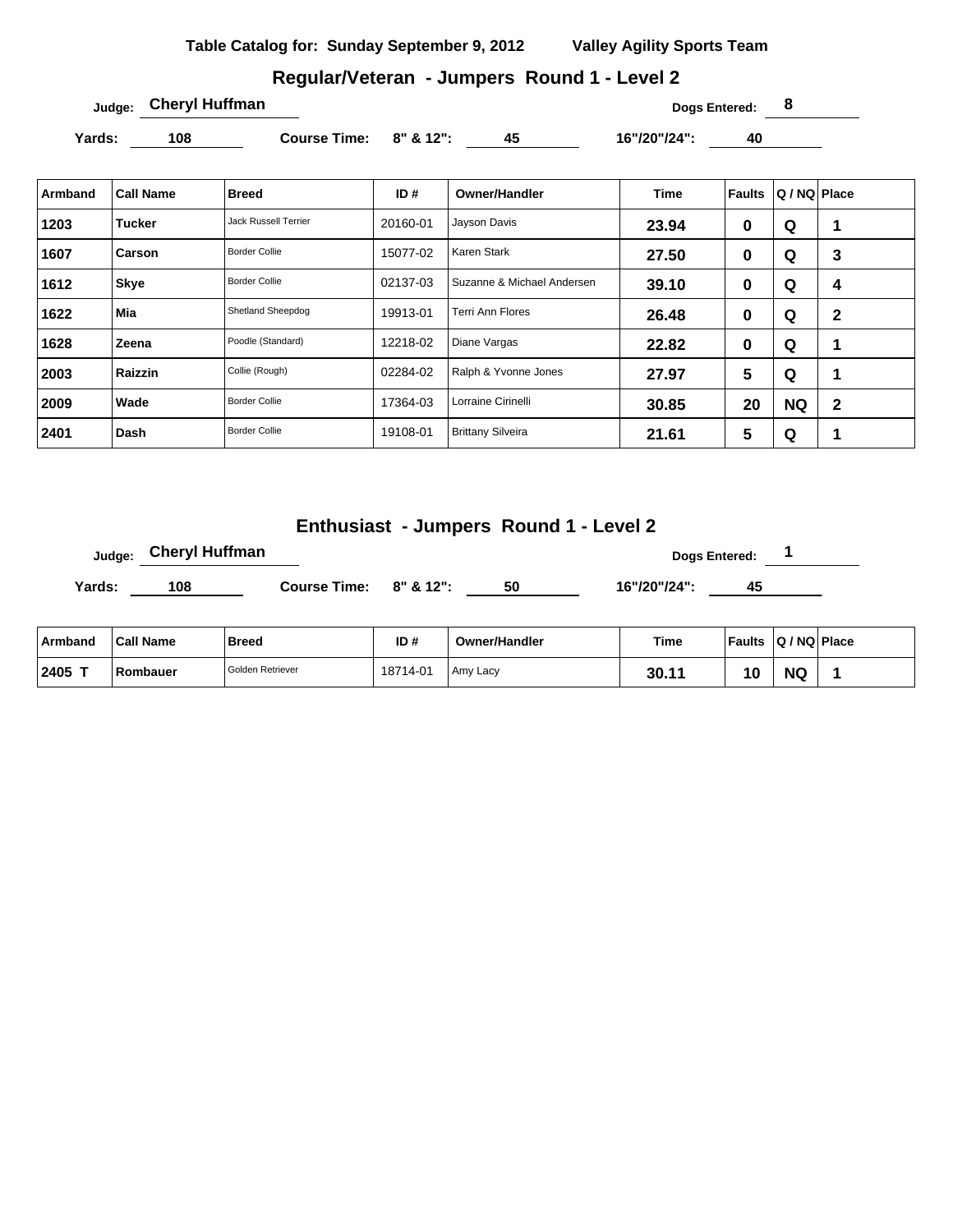**Table Catalog for: Sunday September 9, 2012 Valley Agility Sports Team**

## Regular/Veteran - Jumpers Round 1 - Level 2

Judge: **Cheryl Huffman** Dogs Entered: **8**

Yards: **108** Course Time: 8" & 12": **45** 16"/20"/24": **40**

| Armband | Call Name | Breed | ID # | Owner/Handler | Time | Faults | Q / NQ | Place |
|---|---|---|---|---|---|---|---|---|
| 1203 | Tucker | Jack Russell Terrier | 20160-01 | Jayson Davis | 23.94 | 0 | Q | 1 |
| 1607 | Carson | Border Collie | 15077-02 | Karen Stark | 27.50 | 0 | Q | 3 |
| 1612 | Skye | Border Collie | 02137-03 | Suzanne & Michael Andersen | 39.10 | 0 | Q | 4 |
| 1622 | Mia | Shetland Sheepdog | 19913-01 | Terri Ann Flores | 26.48 | 0 | Q | 2 |
| 1628 | Zeena | Poodle (Standard) | 12218-02 | Diane Vargas | 22.82 | 0 | Q | 1 |
| 2003 | Raizzin | Collie (Rough) | 02284-02 | Ralph & Yvonne Jones | 27.97 | 5 | Q | 1 |
| 2009 | Wade | Border Collie | 17364-03 | Lorraine Cirinelli | 30.85 | 20 | NQ | 2 |
| 2401 | Dash | Border Collie | 19108-01 | Brittany Silveira | 21.61 | 5 | Q | 1 |

## Enthusiast - Jumpers Round 1 - Level 2

Judge: **Cheryl Huffman** Dogs Entered: **1**

Yards: **108** Course Time: 8" & 12": **50** 16"/20"/24": **45**

| Armband | Call Name | Breed | ID # | Owner/Handler | Time | Faults | Q / NQ | Place |
|---|---|---|---|---|---|---|---|---|
| 2405 T | Rombauer | Golden Retriever | 18714-01 | Amy Lacy | 30.11 | 10 | NQ | 1 |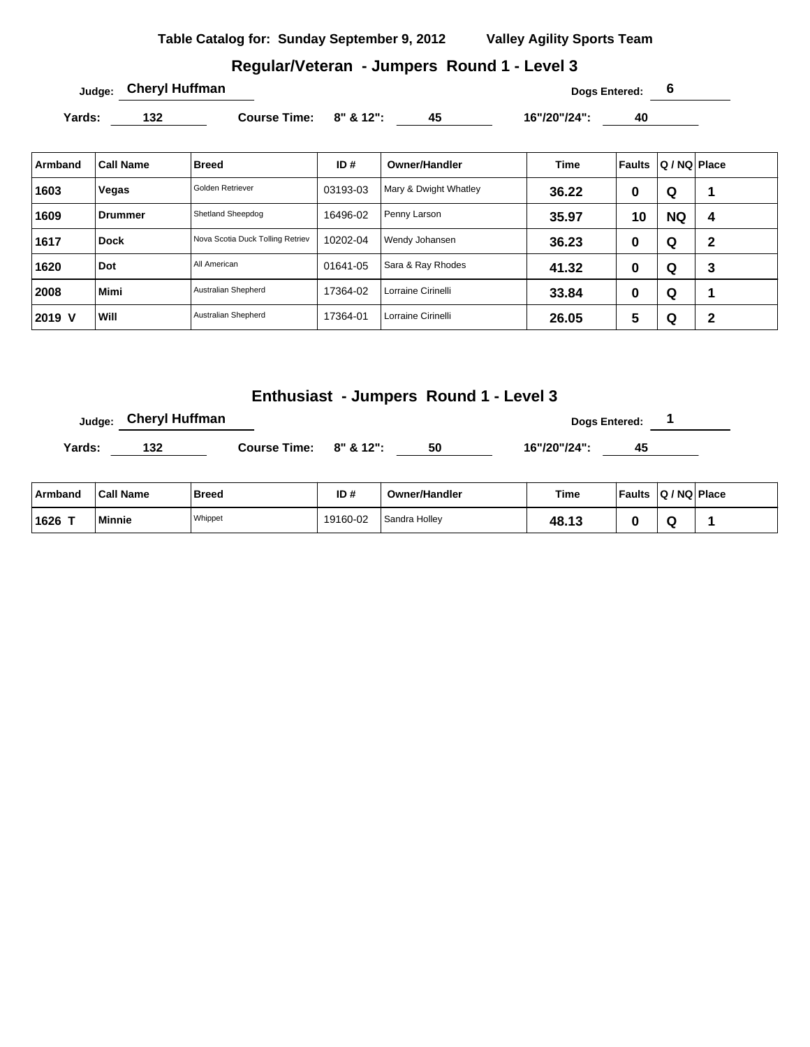Table Catalog for: Sunday September 9, 2012 Valley Agility Sports Team

## Regular/Veteran - Jumpers Round 1 - Level 3

Judge: **Cheryl Huffman** Dogs Entered: **6**

Yards: **132** Course Time: 8" & 12": **45** 16"/20"/24": **40**

| Armband | Call Name | Breed | ID # | Owner/Handler | Time | Faults | Q / NQ | Place |
|---|---|---|---|---|---|---|---|---|
| 1603 | Vegas | Golden Retriever | 03193-03 | Mary & Dwight Whatley | 36.22 | 0 | Q | 1 |
| 1609 | Drummer | Shetland Sheepdog | 16496-02 | Penny Larson | 35.97 | 10 | NQ | 4 |
| 1617 | Dock | Nova Scotia Duck Tolling Retriev | 10202-04 | Wendy Johansen | 36.23 | 0 | Q | 2 |
| 1620 | Dot | All American | 01641-05 | Sara & Ray Rhodes | 41.32 | 0 | Q | 3 |
| 2008 | Mimi | Australian Shepherd | 17364-02 | Lorraine Cirinelli | 33.84 | 0 | Q | 1 |
| 2019 V | Will | Australian Shepherd | 17364-01 | Lorraine Cirinelli | 26.05 | 5 | Q | 2 |

## Enthusiast - Jumpers Round 1 - Level 3

Judge: **Cheryl Huffman** Dogs Entered: **1**

Yards: **132** Course Time: 8" & 12": **50** 16"/20"/24": **45**

| Armband | Call Name | Breed | ID # | Owner/Handler | Time | Faults | Q / NQ | Place |
|---|---|---|---|---|---|---|---|---|
| 1626 T | Minnie | Whippet | 19160-02 | Sandra Holley | 48.13 | 0 | Q | 1 |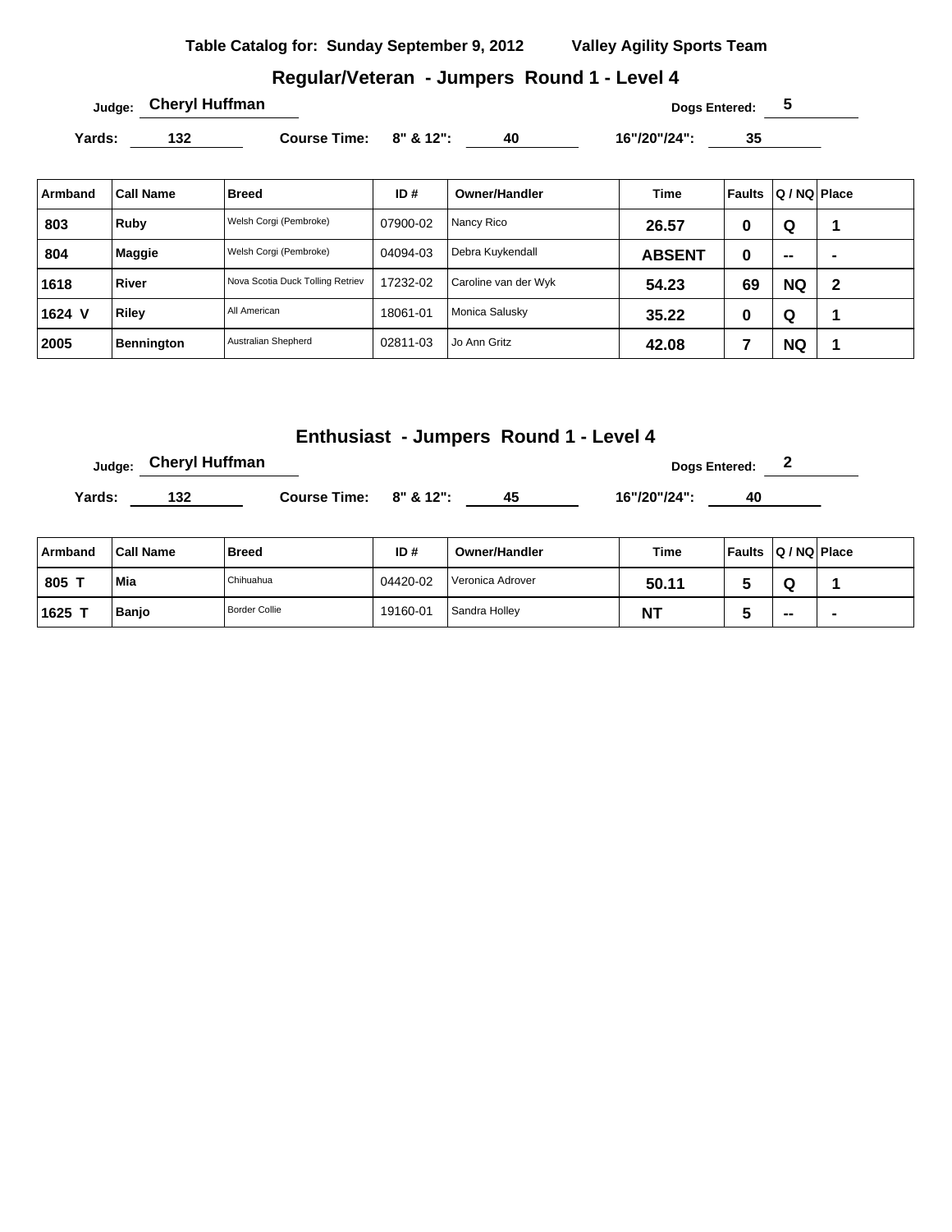**Table Catalog for: Sunday September 9, 2012 Valley Agility Sports Team**

## Regular/Veteran - Jumpers Round 1 - Level 4

Judge: **Cheryl Huffman** Dogs Entered: **5**

Yards: **132** Course Time: 8" & 12": **40** 16"/20"/24": **35**

| Armband | Call Name | Breed | ID # | Owner/Handler | Time | Faults | Q / NQ | Place |
|---|---|---|---|---|---|---|---|---|
| 803 | Ruby | Welsh Corgi (Pembroke) | 07900-02 | Nancy Rico | 26.57 | 0 | Q | 1 |
| 804 | Maggie | Welsh Corgi (Pembroke) | 04094-03 | Debra Kuykendall | ABSENT | 0 | -- | - |
| 1618 | River | Nova Scotia Duck Tolling Retriev | 17232-02 | Caroline van der Wyk | 54.23 | 69 | NQ | 2 |
| 1624 V | Riley | All American | 18061-01 | Monica Salusky | 35.22 | 0 | Q | 1 |
| 2005 | Bennington | Australian Shepherd | 02811-03 | Jo Ann Gritz | 42.08 | 7 | NQ | 1 |

## Enthusiast - Jumpers Round 1 - Level 4

Judge: **Cheryl Huffman** Dogs Entered: **2**

Yards: **132** Course Time: 8" & 12": **45** 16"/20"/24": **40**

| Armband | Call Name | Breed | ID # | Owner/Handler | Time | Faults | Q / NQ | Place |
|---|---|---|---|---|---|---|---|---|
| 805 T | Mia | Chihuahua | 04420-02 | Veronica Adrover | 50.11 | 5 | Q | 1 |
| 1625 T | Banjo | Border Collie | 19160-01 | Sandra Holley | NT | 5 | -- | - |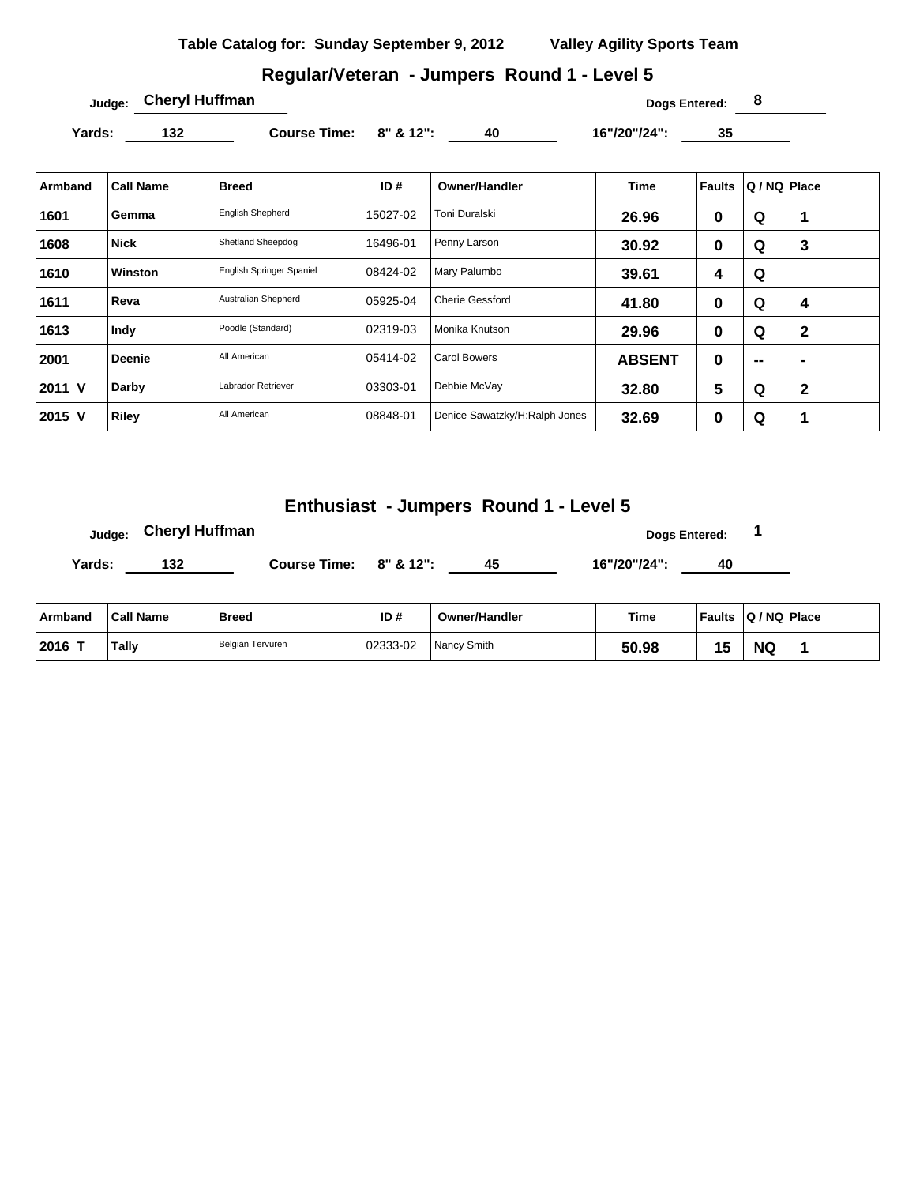**Table Catalog for: Sunday September 9, 2012** **Valley Agility Sports Team**

## Regular/Veteran - Jumpers Round 1 - Level 5

**Judge:** Cheryl Huffman **Dogs Entered:** 8

**Yards:** 132 **Course Time:** 8" & 12": 40 16"/20"/24": 35

| Armband | Call Name | Breed | ID # | Owner/Handler | Time | Faults | Q / NQ | Place |
|---|---|---|---|---|---|---|---|---|
| 1601 | Gemma | English Shepherd | 15027-02 | Toni Duralski | 26.96 | 0 | Q | 1 |
| 1608 | Nick | Shetland Sheepdog | 16496-01 | Penny Larson | 30.92 | 0 | Q | 3 |
| 1610 | Winston | English Springer Spaniel | 08424-02 | Mary Palumbo | 39.61 | 4 | Q | |
| 1611 | Reva | Australian Shepherd | 05925-04 | Cherie Gessford | 41.80 | 0 | Q | 4 |
| 1613 | Indy | Poodle (Standard) | 02319-03 | Monika Knutson | 29.96 | 0 | Q | 2 |
| 2001 | Deenie | All American | 05414-02 | Carol Bowers | ABSENT | 0 | -- | - |
| 2011 V | Darby | Labrador Retriever | 03303-01 | Debbie McVay | 32.80 | 5 | Q | 2 |
| 2015 V | Riley | All American | 08848-01 | Denice Sawatzky/H:Ralph Jones | 32.69 | 0 | Q | 1 |

## Enthusiast - Jumpers Round 1 - Level 5

**Judge:** Cheryl Huffman **Dogs Entered:** 1

**Yards:** 132 **Course Time:** 8" & 12": 45 16"/20"/24": 40

| Armband | Call Name | Breed | ID # | Owner/Handler | Time | Faults | Q / NQ | Place |
|---|---|---|---|---|---|---|---|---|
| 2016 T | Tally | Belgian Tervuren | 02333-02 | Nancy Smith | 50.98 | 15 | NQ | 1 |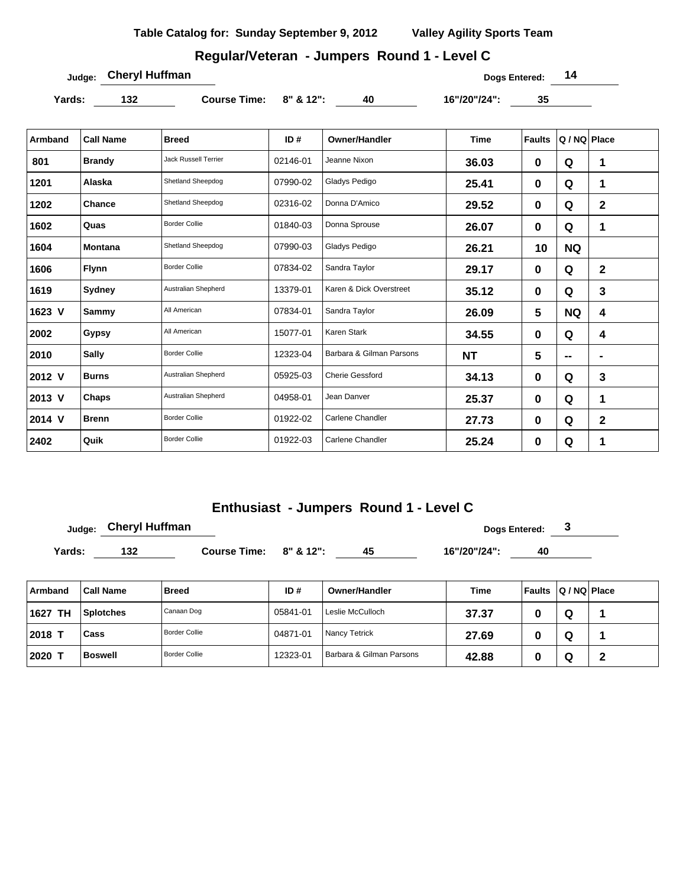**Table Catalog for: Sunday September 9, 2012** **Valley Agility Sports Team**

## Regular/Veteran - Jumpers Round 1 - Level C

Judge: **Cheryl Huffman** Dogs Entered: **14**

Yards: **132** Course Time: 8" & 12": **40** 16"/20"/24": **35**

| Armband | Call Name | Breed | ID # | Owner/Handler | Time | Faults | Q / NQ | Place |
|---|---|---|---|---|---|---|---|---|
| 801 | Brandy | Jack Russell Terrier | 02146-01 | Jeanne Nixon | 36.03 | 0 | Q | 1 |
| 1201 | Alaska | Shetland Sheepdog | 07990-02 | Gladys Pedigo | 25.41 | 0 | Q | 1 |
| 1202 | Chance | Shetland Sheepdog | 02316-02 | Donna D'Amico | 29.52 | 0 | Q | 2 |
| 1602 | Quas | Border Collie | 01840-03 | Donna Sprouse | 26.07 | 0 | Q | 1 |
| 1604 | Montana | Shetland Sheepdog | 07990-03 | Gladys Pedigo | 26.21 | 10 | NQ | |
| 1606 | Flynn | Border Collie | 07834-02 | Sandra Taylor | 29.17 | 0 | Q | 2 |
| 1619 | Sydney | Australian Shepherd | 13379-01 | Karen & Dick Overstreet | 35.12 | 0 | Q | 3 |
| 1623 V | Sammy | All American | 07834-01 | Sandra Taylor | 26.09 | 5 | NQ | 4 |
| 2002 | Gypsy | All American | 15077-01 | Karen Stark | 34.55 | 0 | Q | 4 |
| 2010 | Sally | Border Collie | 12323-04 | Barbara & Gilman Parsons | NT | 5 | -- | - |
| 2012 V | Burns | Australian Shepherd | 05925-03 | Cherie Gessford | 34.13 | 0 | Q | 3 |
| 2013 V | Chaps | Australian Shepherd | 04958-01 | Jean Danver | 25.37 | 0 | Q | 1 |
| 2014 V | Brenn | Border Collie | 01922-02 | Carlene Chandler | 27.73 | 0 | Q | 2 |
| 2402 | Quik | Border Collie | 01922-03 | Carlene Chandler | 25.24 | 0 | Q | 1 |

## Enthusiast - Jumpers Round 1 - Level C

Judge: **Cheryl Huffman** Dogs Entered: **3**

Yards: **132** Course Time: 8" & 12": **45** 16"/20"/24": **40**

| Armband | Call Name | Breed | ID # | Owner/Handler | Time | Faults | Q / NQ | Place |
|---|---|---|---|---|---|---|---|---|
| 1627 TH | Splotches | Canaan Dog | 05841-01 | Leslie McCulloch | 37.37 | 0 | Q | 1 |
| 2018 T | Cass | Border Collie | 04871-01 | Nancy Tetrick | 27.69 | 0 | Q | 1 |
| 2020 T | Boswell | Border Collie | 12323-01 | Barbara & Gilman Parsons | 42.88 | 0 | Q | 2 |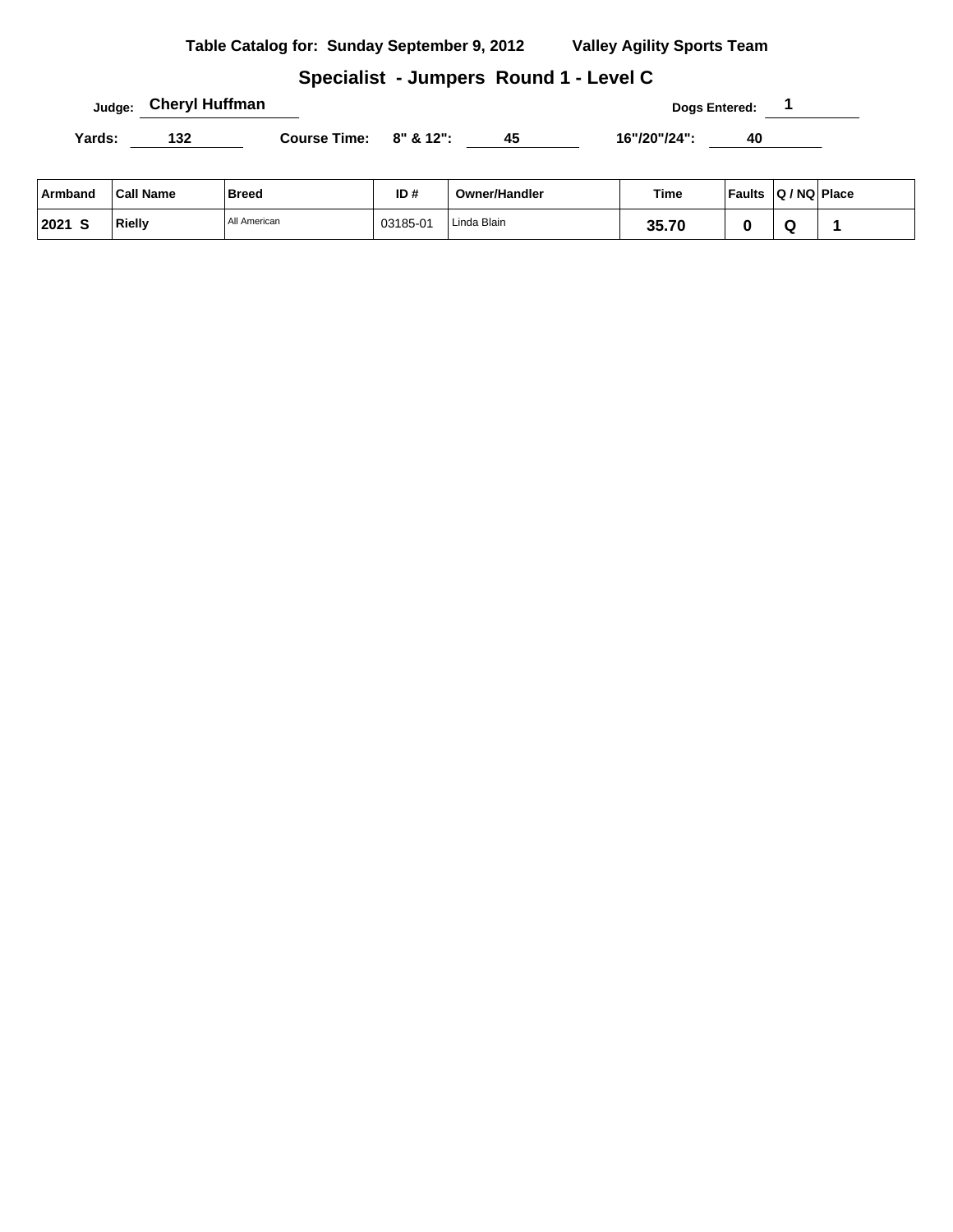**Table Catalog for: Sunday September 9, 2012 Valley Agility Sports Team**

## Specialist - Jumpers Round 1 - Level C

Judge: **Cheryl Huffman** Dogs Entered: **1**

Yards: **132** Course Time: 8" & 12": **45** 16"/20"/24": **40**

| Armband | Call Name | Breed | ID # | Owner/Handler | Time | Faults | Q / NQ | Place |
|---|---|---|---|---|---|---|---|---|
| 2021 S | Rielly | All American | 03185-01 | Linda Blain | 35.70 | 0 | Q | 1 |